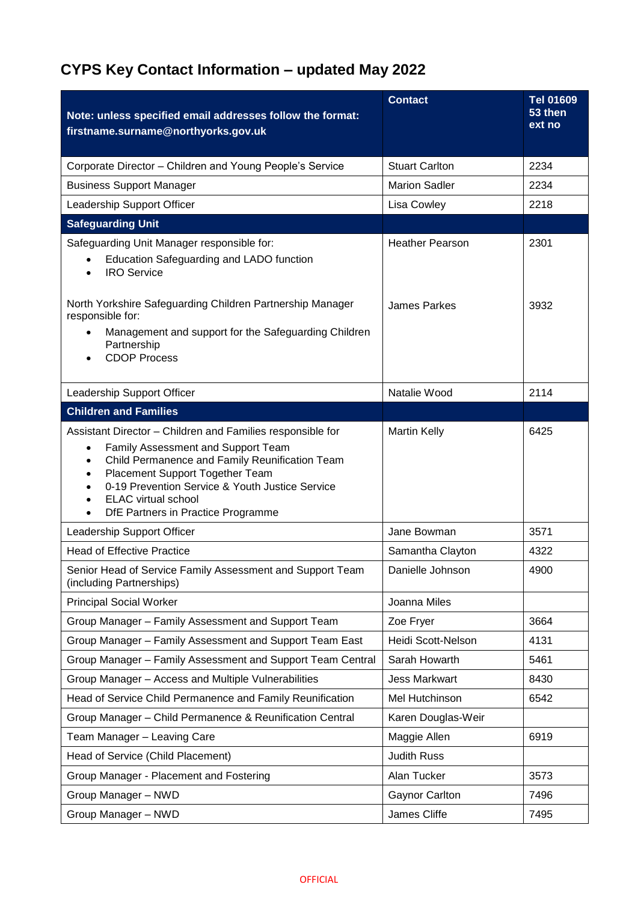# CYPS Key Contact Information – updated May 2022

| Note: unless specified email addresses follow the format: firstname.surname@northyorks.gov.uk | Contact | Tel 01609 53 then ext no |
|---|---|---|
| Corporate Director – Children and Young People's Service | Stuart Carlton | 2234 |
| Business Support Manager | Marion Sadler | 2234 |
| Leadership Support Officer | Lisa Cowley | 2218 |
| **Safeguarding Unit** | | |
| Safeguarding Unit Manager responsible for:<br>• Education Safeguarding and LADO function<br>• IRO Service | Heather Pearson | 2301 |
| North Yorkshire Safeguarding Children Partnership Manager responsible for:<br>• Management and support for the Safeguarding Children Partnership<br>• CDOP Process | James Parkes | 3932 |
| Leadership Support Officer | Natalie Wood | 2114 |
| **Children and Families** | | |
| Assistant Director – Children and Families responsible for<br>• Family Assessment and Support Team<br>• Child Permanence and Family Reunification Team<br>• Placement Support Together Team<br>• 0-19 Prevention Service & Youth Justice Service<br>• ELAC virtual school<br>• DfE Partners in Practice Programme | Martin Kelly | 6425 |
| Leadership Support Officer | Jane Bowman | 3571 |
| Head of Effective Practice | Samantha Clayton | 4322 |
| Senior Head of Service Family Assessment and Support Team (including Partnerships) | Danielle Johnson | 4900 |
| Principal Social Worker | Joanna Miles | |
| Group Manager – Family Assessment and Support Team | Zoe Fryer | 3664 |
| Group Manager – Family Assessment and Support Team East | Heidi Scott-Nelson | 4131 |
| Group Manager – Family Assessment and Support Team Central | Sarah Howarth | 5461 |
| Group Manager – Access and Multiple Vulnerabilities | Jess Markwart | 8430 |
| Head of Service Child Permanence and Family Reunification | Mel Hutchinson | 6542 |
| Group Manager – Child Permanence & Reunification Central | Karen Douglas-Weir | |
| Team Manager – Leaving Care | Maggie Allen | 6919 |
| Head of Service (Child Placement) | Judith Russ | |
| Group Manager - Placement and Fostering | Alan Tucker | 3573 |
| Group Manager – NWD | Gaynor Carlton | 7496 |
| Group Manager – NWD | James Cliffe | 7495 |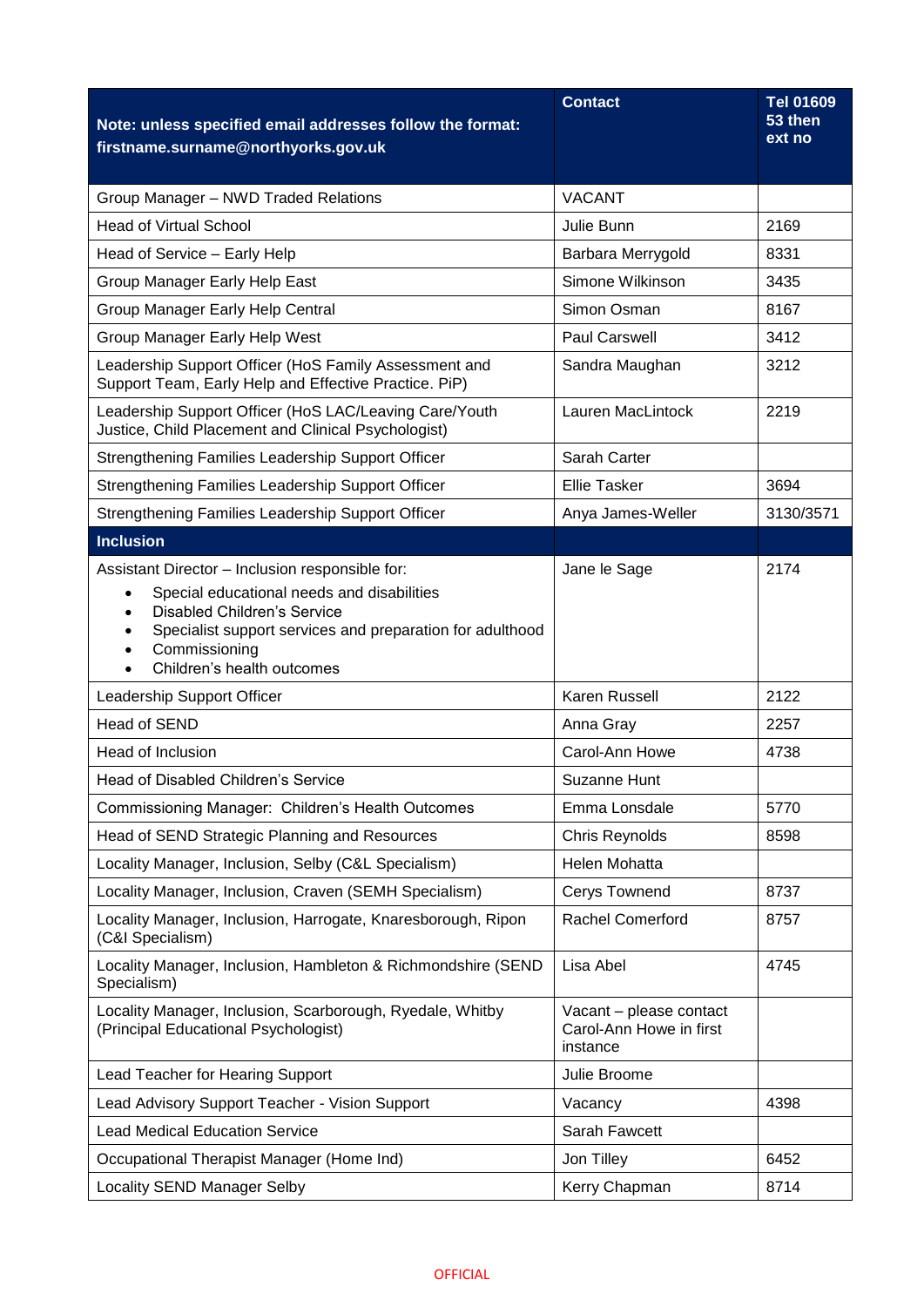| Note: unless specified email addresses follow the format: firstname.surname@northyorks.gov.uk | Contact | Tel 01609 53 then ext no |
|---|---|---|
| Group Manager – NWD Traded Relations | VACANT | |
| Head of Virtual School | Julie Bunn | 2169 |
| Head of Service – Early Help | Barbara Merrygold | 8331 |
| Group Manager Early Help East | Simone Wilkinson | 3435 |
| Group Manager Early Help Central | Simon Osman | 8167 |
| Group Manager Early Help West | Paul Carswell | 3412 |
| Leadership Support Officer (HoS Family Assessment and Support Team, Early Help and Effective Practice. PiP) | Sandra Maughan | 3212 |
| Leadership Support Officer (HoS LAC/Leaving Care/Youth Justice, Child Placement and Clinical Psychologist) | Lauren MacLintock | 2219 |
| Strengthening Families Leadership Support Officer | Sarah Carter | |
| Strengthening Families Leadership Support Officer | Ellie Tasker | 3694 |
| Strengthening Families Leadership Support Officer | Anya James-Weller | 3130/3571 |
| **Inclusion** | | |
| Assistant Director – Inclusion responsible for:<br>• Special educational needs and disabilities<br>• Disabled Children's Service<br>• Specialist support services and preparation for adulthood<br>• Commissioning<br>• Children's health outcomes | Jane le Sage | 2174 |
| Leadership Support Officer | Karen Russell | 2122 |
| Head of SEND | Anna Gray | 2257 |
| Head of Inclusion | Carol-Ann Howe | 4738 |
| Head of Disabled Children's Service | Suzanne Hunt | |
| Commissioning Manager: Children's Health Outcomes | Emma Lonsdale | 5770 |
| Head of SEND Strategic Planning and Resources | Chris Reynolds | 8598 |
| Locality Manager, Inclusion, Selby (C&L Specialism) | Helen Mohatta | |
| Locality Manager, Inclusion, Craven (SEMH Specialism) | Cerys Townend | 8737 |
| Locality Manager, Inclusion, Harrogate, Knaresborough, Ripon (C&I Specialism) | Rachel Comerford | 8757 |
| Locality Manager, Inclusion, Hambleton & Richmondshire (SEND Specialism) | Lisa Abel | 4745 |
| Locality Manager, Inclusion, Scarborough, Ryedale, Whitby (Principal Educational Psychologist) | Vacant – please contact Carol-Ann Howe in first instance | |
| Lead Teacher for Hearing Support | Julie Broome | |
| Lead Advisory Support Teacher - Vision Support | Vacancy | 4398 |
| Lead Medical Education Service | Sarah Fawcett | |
| Occupational Therapist Manager (Home Ind) | Jon Tilley | 6452 |
| Locality SEND Manager Selby | Kerry Chapman | 8714 |

OFFICIAL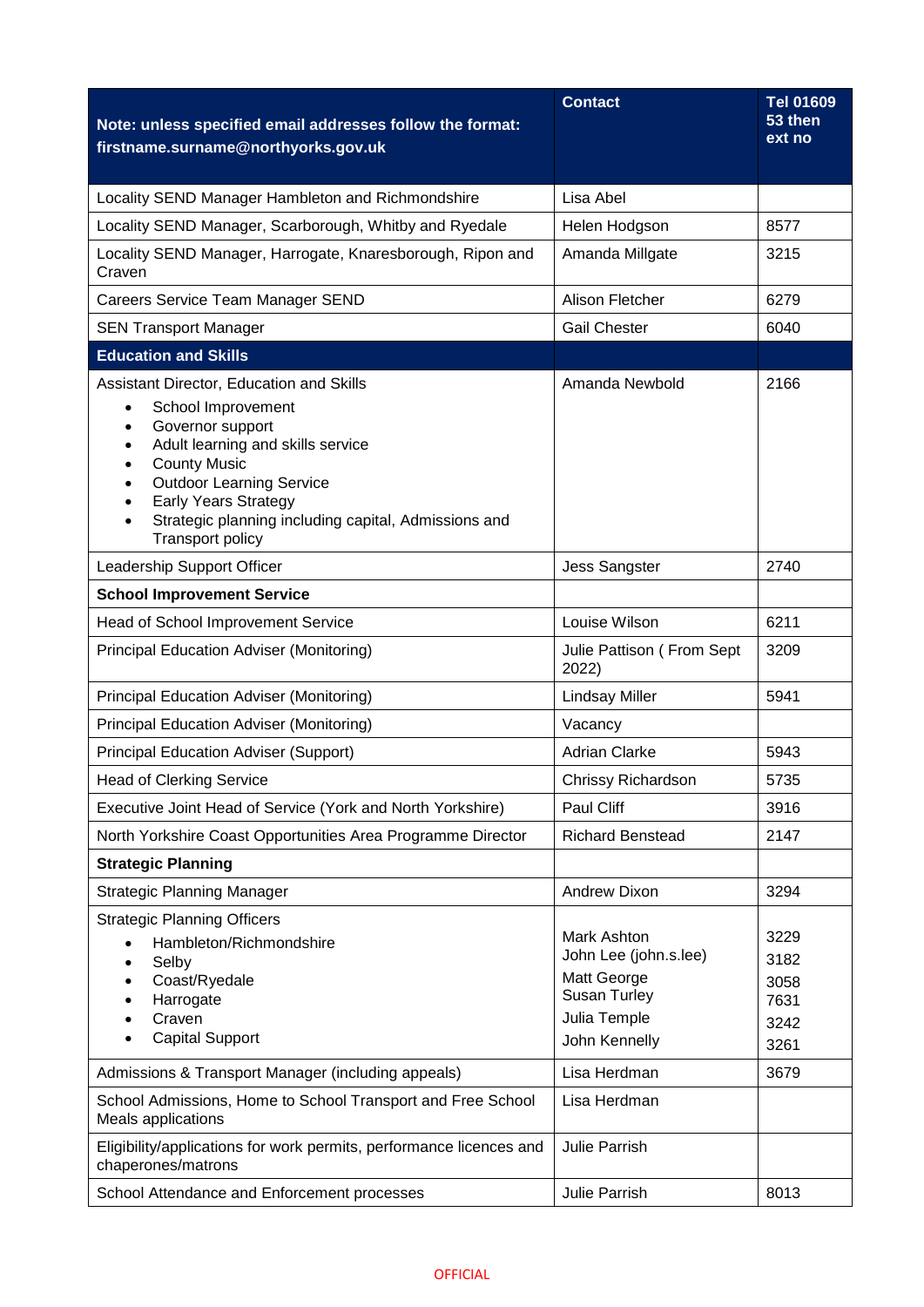| Note: unless specified email addresses follow the format: firstname.surname@northyorks.gov.uk | Contact | Tel 01609 53 then ext no |
|---|---|---|
| Locality SEND Manager Hambleton and Richmondshire | Lisa Abel | |
| Locality SEND Manager, Scarborough, Whitby and Ryedale | Helen Hodgson | 8577 |
| Locality SEND Manager, Harrogate, Knaresborough, Ripon and Craven | Amanda Millgate | 3215 |
| Careers Service Team Manager SEND | Alison Fletcher | 6279 |
| SEN Transport Manager | Gail Chester | 6040 |
| **Education and Skills** | | |
| Assistant Director, Education and Skills<br>• School Improvement<br>• Governor support<br>• Adult learning and skills service<br>• County Music<br>• Outdoor Learning Service<br>• Early Years Strategy<br>• Strategic planning including capital, Admissions and Transport policy | Amanda Newbold | 2166 |
| Leadership Support Officer | Jess Sangster | 2740 |
| **School Improvement Service** | | |
| Head of School Improvement Service | Louise Wilson | 6211 |
| Principal Education Adviser (Monitoring) | Julie Pattison ( From Sept 2022) | 3209 |
| Principal Education Adviser (Monitoring) | Lindsay Miller | 5941 |
| Principal Education Adviser (Monitoring) | Vacancy | |
| Principal Education Adviser (Support) | Adrian Clarke | 5943 |
| Head of Clerking Service | Chrissy Richardson | 5735 |
| Executive Joint Head of Service (York and North Yorkshire) | Paul Cliff | 3916 |
| North Yorkshire Coast Opportunities Area Programme Director | Richard Benstead | 2147 |
| **Strategic Planning** | | |
| Strategic Planning Manager | Andrew Dixon | 3294 |
| Strategic Planning Officers<br>• Hambleton/Richmondshire<br>• Selby<br>• Coast/Ryedale<br>• Harrogate<br>• Craven<br>• Capital Support | Mark Ashton<br>John Lee (john.s.lee)<br>Matt George<br>Susan Turley<br>Julia Temple<br>John Kennelly | 3229<br>3182<br>3058<br>7631<br>3242<br>3261 |
| Admissions & Transport Manager (including appeals) | Lisa Herdman | 3679 |
| School Admissions, Home to School Transport and Free School Meals applications | Lisa Herdman | |
| Eligibility/applications for work permits, performance licences and chaperones/matrons | Julie Parrish | |
| School Attendance and Enforcement processes | Julie Parrish | 8013 |

OFFICIAL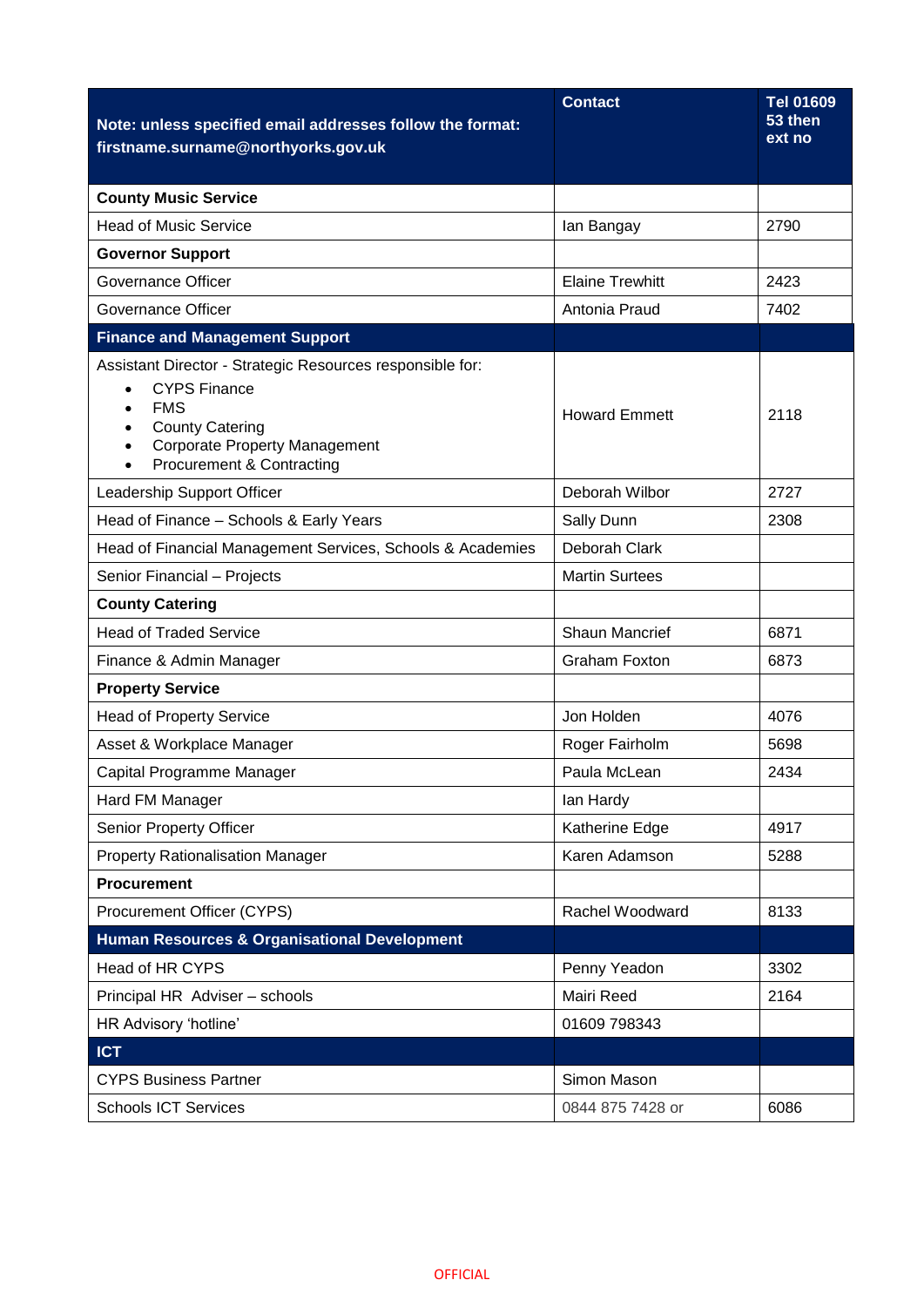| Note: unless specified email addresses follow the format: firstname.surname@northyorks.gov.uk | Contact | Tel 01609 53 then ext no |
|---|---|---|
| **County Music Service** | | |
| Head of Music Service | Ian Bangay | 2790 |
| **Governor Support** | | |
| Governance Officer | Elaine Trewhitt | 2423 |
| Governance Officer | Antonia Praud | 7402 |
| **Finance and Management Support** | | |
| Assistant Director - Strategic Resources responsible for: <br>• CYPS Finance <br>• FMS <br>• County Catering <br>• Corporate Property Management <br>• Procurement & Contracting | Howard Emmett | 2118 |
| Leadership Support Officer | Deborah Wilbor | 2727 |
| Head of Finance – Schools & Early Years | Sally Dunn | 2308 |
| Head of Financial Management Services, Schools & Academies | Deborah Clark | |
| Senior Financial – Projects | Martin Surtees | |
| **County Catering** | | |
| Head of Traded Service | Shaun Mancrief | 6871 |
| Finance & Admin Manager | Graham Foxton | 6873 |
| **Property Service** | | |
| Head of Property Service | Jon Holden | 4076 |
| Asset & Workplace Manager | Roger Fairholm | 5698 |
| Capital Programme Manager | Paula McLean | 2434 |
| Hard FM Manager | Ian Hardy | |
| Senior Property Officer | Katherine Edge | 4917 |
| Property Rationalisation Manager | Karen Adamson | 5288 |
| **Procurement** | | |
| Procurement Officer (CYPS) | Rachel Woodward | 8133 |
| **Human Resources & Organisational Development** | | |
| Head of HR CYPS | Penny Yeadon | 3302 |
| Principal HR Adviser – schools | Mairi Reed | 2164 |
| HR Advisory 'hotline' | 01609 798343 | |
| **ICT** | | |
| CYPS Business Partner | Simon Mason | |
| Schools ICT Services | 0844 875 7428 or | 6086 |